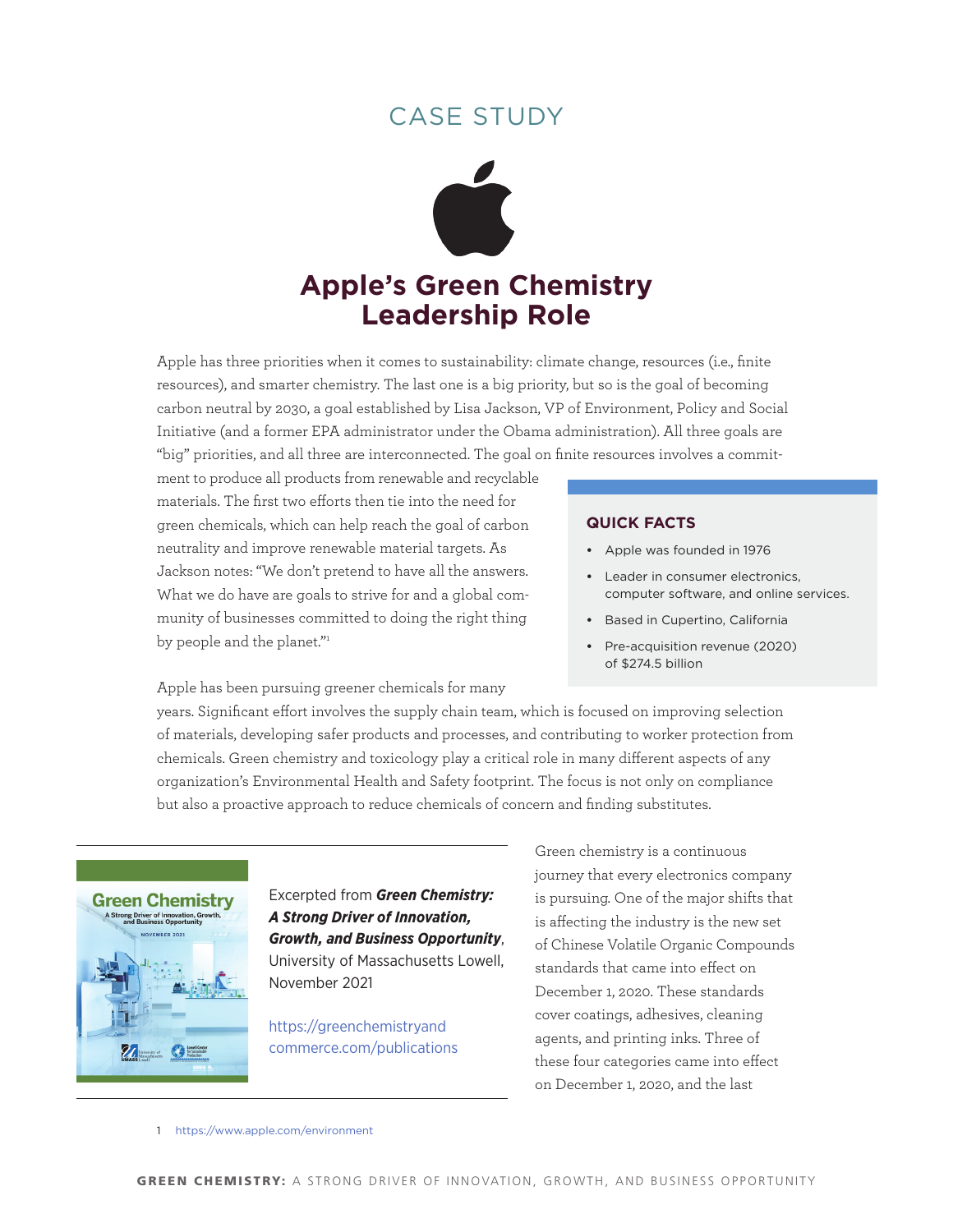CASE STUDY

# Apple's Green Chemistry Leadership Role

Apple has three priorities when it comes to sustainability: climate change, resources (i.e., finite resources), and smarter chemistry. The last one is a big priority, but so is the goal of becoming carbon neutral by 2030, a goal established by Lisa Jackson, VP of Environment, Policy and Social Initiative (and a former EPA administrator under the Obama administration). All three goals are "big" priorities, and all three are interconnected. The goal on finite resources involves a commitment to produce all products from renewable and recyclable materials. The first two efforts then tie into the need for green chemicals, which can help reach the goal of carbon neutrality and improve renewable material targets. As Jackson notes: "We don't pretend to have all the answers. What we do have are goals to strive for and a global community of businesses committed to doing the right thing by people and the planet."[1]

### QUICK FACTS

- Apple was founded in 1976
- Leader in consumer electronics, computer software, and online services.
- Based in Cupertino, California
- Pre-acquisition revenue (2020) of $274.5 billion

Apple has been pursuing greener chemicals for many years. Significant effort involves the supply chain team, which is focused on improving selection of materials, developing safer products and processes, and contributing to worker protection from chemicals. Green chemistry and toxicology play a critical role in many different aspects of any organization's Environmental Health and Safety footprint. The focus is not only on compliance but also a proactive approach to reduce chemicals of concern and finding substitutes.

Excerpted from ***Green Chemistry: A Strong Driver of Innovation, Growth, and Business Opportunity***, University of Massachusetts Lowell, November 2021

https://greenchemistryandcommerce.com/publications

Green chemistry is a continuous journey that every electronics company is pursuing. One of the major shifts that is affecting the industry is the new set of Chinese Volatile Organic Compounds standards that came into effect on December 1, 2020. These standards cover coatings, adhesives, cleaning agents, and printing inks. Three of these four categories came into effect on December 1, 2020, and the last

1 https://www.apple.com/environment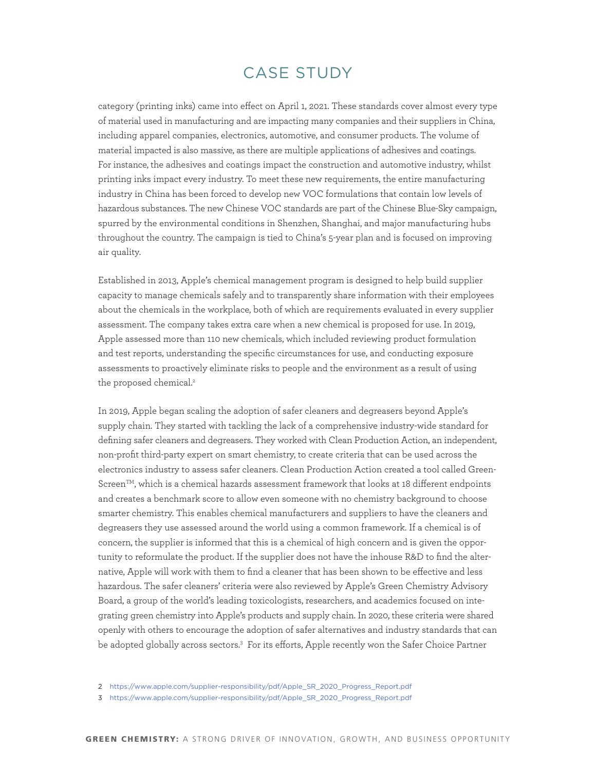# CASE STUDY

category (printing inks) came into effect on April 1, 2021. These standards cover almost every type of material used in manufacturing and are impacting many companies and their suppliers in China, including apparel companies, electronics, automotive, and consumer products. The volume of material impacted is also massive, as there are multiple applications of adhesives and coatings. For instance, the adhesives and coatings impact the construction and automotive industry, whilst printing inks impact every industry. To meet these new requirements, the entire manufacturing industry in China has been forced to develop new VOC formulations that contain low levels of hazardous substances. The new Chinese VOC standards are part of the Chinese Blue-Sky campaign, spurred by the environmental conditions in Shenzhen, Shanghai, and major manufacturing hubs throughout the country. The campaign is tied to China's 5-year plan and is focused on improving air quality.

Established in 2013, Apple's chemical management program is designed to help build supplier capacity to manage chemicals safely and to transparently share information with their employees about the chemicals in the workplace, both of which are requirements evaluated in every supplier assessment. The company takes extra care when a new chemical is proposed for use. In 2019, Apple assessed more than 110 new chemicals, which included reviewing product formulation and test reports, understanding the specific circumstances for use, and conducting exposure assessments to proactively eliminate risks to people and the environment as a result of using the proposed chemical.[2]

In 2019, Apple began scaling the adoption of safer cleaners and degreasers beyond Apple's supply chain. They started with tackling the lack of a comprehensive industry-wide standard for defining safer cleaners and degreasers. They worked with Clean Production Action, an independent, non-profit third-party expert on smart chemistry, to create criteria that can be used across the electronics industry to assess safer cleaners. Clean Production Action created a tool called Green-Screen™, which is a chemical hazards assessment framework that looks at 18 different endpoints and creates a benchmark score to allow even someone with no chemistry background to choose smarter chemistry. This enables chemical manufacturers and suppliers to have the cleaners and degreasers they use assessed around the world using a common framework. If a chemical is of concern, the supplier is informed that this is a chemical of high concern and is given the opportunity to reformulate the product. If the supplier does not have the inhouse R&D to find the alternative, Apple will work with them to find a cleaner that has been shown to be effective and less hazardous. The safer cleaners' criteria were also reviewed by Apple's Green Chemistry Advisory Board, a group of the world's leading toxicologists, researchers, and academics focused on integrating green chemistry into Apple's products and supply chain. In 2020, these criteria were shared openly with others to encourage the adoption of safer alternatives and industry standards that can be adopted globally across sectors.[3] For its efforts, Apple recently won the Safer Choice Partner

2 https://www.apple.com/supplier-responsibility/pdf/Apple_SR_2020_Progress_Report.pdf

3 https://www.apple.com/supplier-responsibility/pdf/Apple_SR_2020_Progress_Report.pdf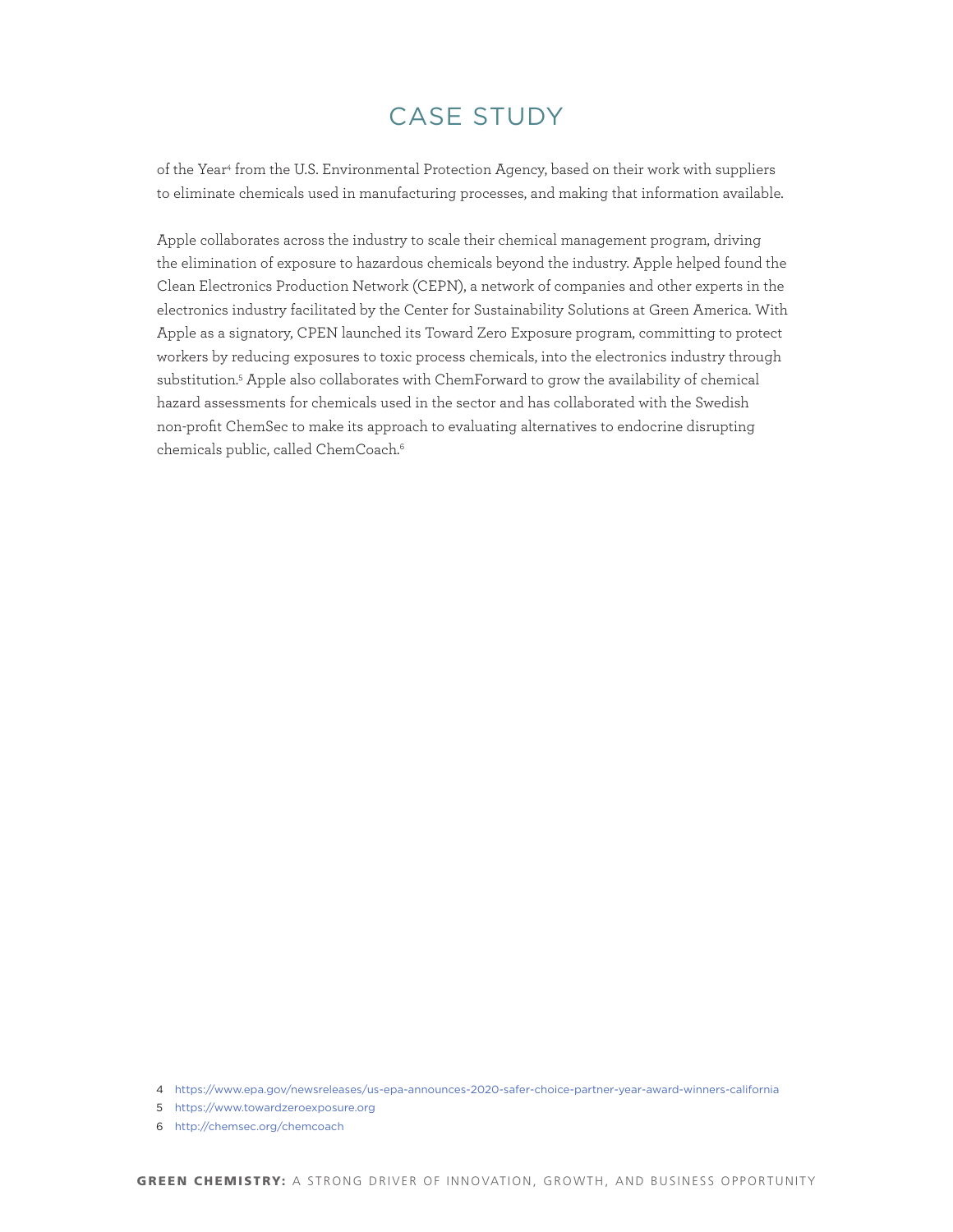# CASE STUDY

of the Year[4] from the U.S. Environmental Protection Agency, based on their work with suppliers to eliminate chemicals used in manufacturing processes, and making that information available.

Apple collaborates across the industry to scale their chemical management program, driving the elimination of exposure to hazardous chemicals beyond the industry. Apple helped found the Clean Electronics Production Network (CEPN), a network of companies and other experts in the electronics industry facilitated by the Center for Sustainability Solutions at Green America. With Apple as a signatory, CPEN launched its Toward Zero Exposure program, committing to protect workers by reducing exposures to toxic process chemicals, into the electronics industry through substitution.[5] Apple also collaborates with ChemForward to grow the availability of chemical hazard assessments for chemicals used in the sector and has collaborated with the Swedish non-profit ChemSec to make its approach to evaluating alternatives to endocrine disrupting chemicals public, called ChemCoach.[6]

4 https://www.epa.gov/newsreleases/us-epa-announces-2020-safer-choice-partner-year-award-winners-california

5 https://www.towardzeroexposure.org

6 http://chemsec.org/chemcoach